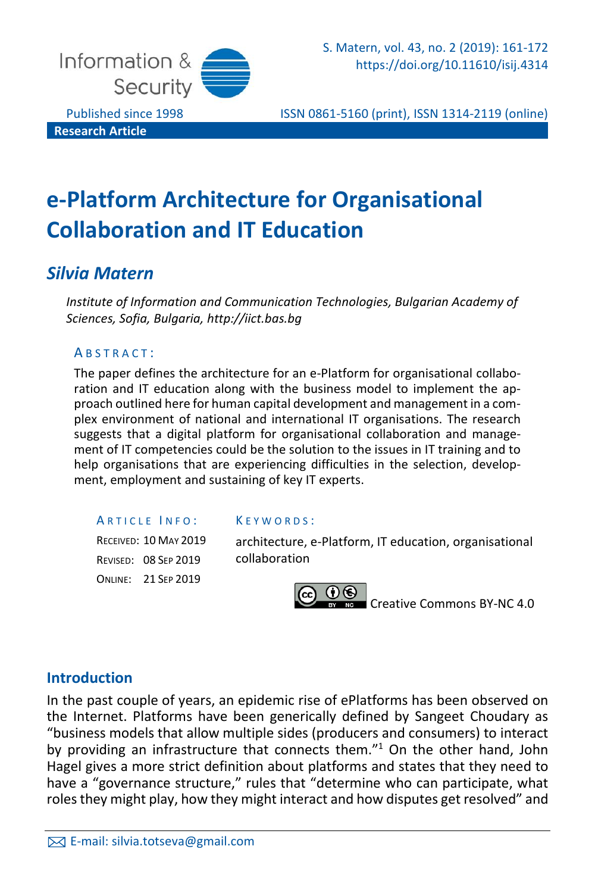Research Article

# e-Platform Architecture for Organisational Collaboration and IT Education

## *Silvia Matern*

*Institute of Information and Communication Technologies, Bulgarian Academy of Sciences, Sofia, Bulgaria, http://iict.bas.bg*

ABSTRACT:

The paper defines the architecture for an e-Platform for organisational collaboration and IT education along with the business model to implement the approach outlined here for human capital development and management in a complex environment of national and international IT organisations. The research suggests that a digital platform for organisational collaboration and management of IT competencies could be the solution to the issues in IT training and to help organisations that are experiencing difficulties in the selection, development, employment and sustaining of key IT experts.

ARTICLE INFO:

RECEIVED: 10 MAY 2019
REVISED: 08 SEP 2019
ONLINE: 21 SEP 2019

KEYWORDS:

architecture, e-Platform, IT education, organisational collaboration

Creative Commons BY-NC 4.0

## Introduction

In the past couple of years, an epidemic rise of ePlatforms has been observed on the Internet. Platforms have been generically defined by Sangeet Choudary as "business models that allow multiple sides (producers and consumers) to interact by providing an infrastructure that connects them."[1] On the other hand, John Hagel gives a more strict definition about platforms and states that they need to have a "governance structure," rules that "determine who can participate, what roles they might play, how they might interact and how disputes get resolved" and

E-mail: silvia.totseva@gmail.com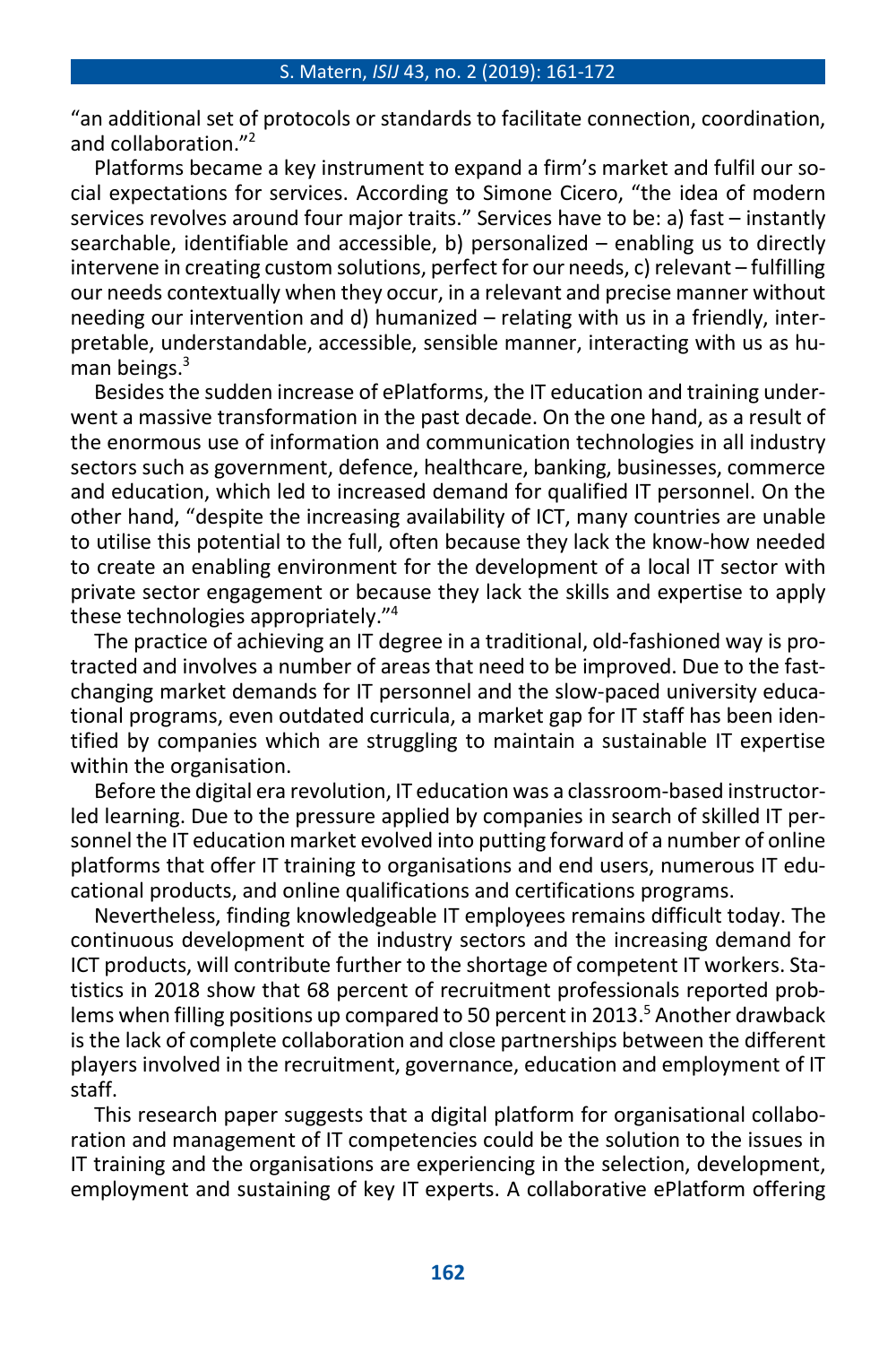"an additional set of protocols or standards to facilitate connection, coordination, and collaboration."[2]

Platforms became a key instrument to expand a firm's market and fulfil our social expectations for services. According to Simone Cicero, "the idea of modern services revolves around four major traits." Services have to be: a) fast – instantly searchable, identifiable and accessible, b) personalized – enabling us to directly intervene in creating custom solutions, perfect for our needs, c) relevant – fulfilling our needs contextually when they occur, in a relevant and precise manner without needing our intervention and d) humanized – relating with us in a friendly, interpretable, understandable, accessible, sensible manner, interacting with us as human beings.[3]

Besides the sudden increase of ePlatforms, the IT education and training underwent a massive transformation in the past decade. On the one hand, as a result of the enormous use of information and communication technologies in all industry sectors such as government, defence, healthcare, banking, businesses, commerce and education, which led to increased demand for qualified IT personnel. On the other hand, "despite the increasing availability of ICT, many countries are unable to utilise this potential to the full, often because they lack the know-how needed to create an enabling environment for the development of a local IT sector with private sector engagement or because they lack the skills and expertise to apply these technologies appropriately."[4]

The practice of achieving an IT degree in a traditional, old-fashioned way is protracted and involves a number of areas that need to be improved. Due to the fast-changing market demands for IT personnel and the slow-paced university educational programs, even outdated curricula, a market gap for IT staff has been identified by companies which are struggling to maintain a sustainable IT expertise within the organisation.

Before the digital era revolution, IT education was a classroom-based instructor-led learning. Due to the pressure applied by companies in search of skilled IT personnel the IT education market evolved into putting forward of a number of online platforms that offer IT training to organisations and end users, numerous IT educational products, and online qualifications and certifications programs.

Nevertheless, finding knowledgeable IT employees remains difficult today. The continuous development of the industry sectors and the increasing demand for ICT products, will contribute further to the shortage of competent IT workers. Statistics in 2018 show that 68 percent of recruitment professionals reported problems when filling positions up compared to 50 percent in 2013.[5] Another drawback is the lack of complete collaboration and close partnerships between the different players involved in the recruitment, governance, education and employment of IT staff.

This research paper suggests that a digital platform for organisational collaboration and management of IT competencies could be the solution to the issues in IT training and the organisations are experiencing in the selection, development, employment and sustaining of key IT experts. A collaborative ePlatform offering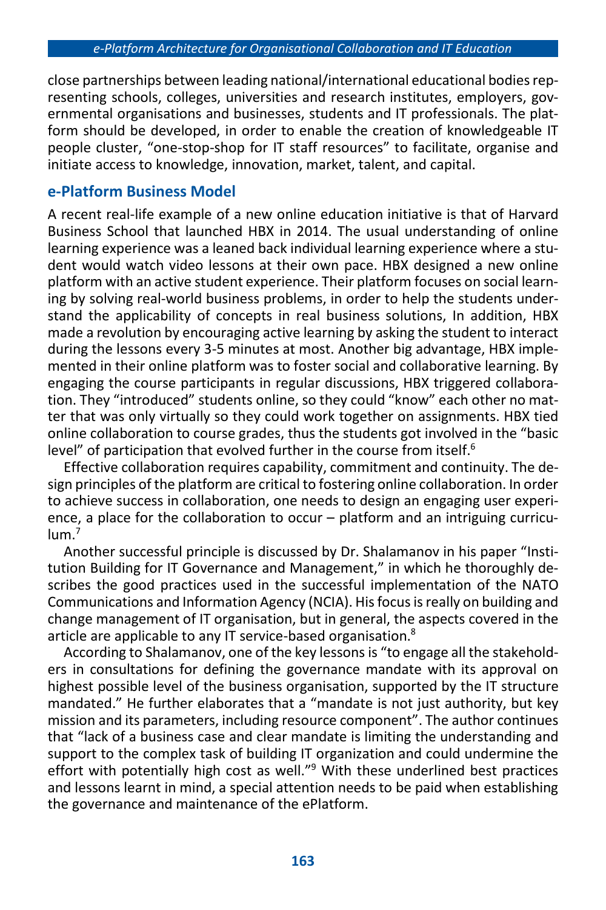close partnerships between leading national/international educational bodies representing schools, colleges, universities and research institutes, employers, governmental organisations and businesses, students and IT professionals. The platform should be developed, in order to enable the creation of knowledgeable IT people cluster, “one-stop-shop for IT staff resources” to facilitate, organise and initiate access to knowledge, innovation, market, talent, and capital.

## e-Platform Business Model

A recent real-life example of a new online education initiative is that of Harvard Business School that launched HBX in 2014. The usual understanding of online learning experience was a leaned back individual learning experience where a student would watch video lessons at their own pace. HBX designed a new online platform with an active student experience. Their platform focuses on social learning by solving real-world business problems, in order to help the students understand the applicability of concepts in real business solutions, In addition, HBX made a revolution by encouraging active learning by asking the student to interact during the lessons every 3-5 minutes at most. Another big advantage, HBX implemented in their online platform was to foster social and collaborative learning. By engaging the course participants in regular discussions, HBX triggered collaboration. They “introduced” students online, so they could “know” each other no matter that was only virtually so they could work together on assignments. HBX tied online collaboration to course grades, thus the students got involved in the “basic level” of participation that evolved further in the course from itself.[6]

Effective collaboration requires capability, commitment and continuity. The design principles of the platform are critical to fostering online collaboration. In order to achieve success in collaboration, one needs to design an engaging user experience, a place for the collaboration to occur – platform and an intriguing curriculum.[7]

Another successful principle is discussed by Dr. Shalamanov in his paper “Institution Building for IT Governance and Management,” in which he thoroughly describes the good practices used in the successful implementation of the NATO Communications and Information Agency (NCIA). His focus is really on building and change management of IT organisation, but in general, the aspects covered in the article are applicable to any IT service-based organisation.[8]

According to Shalamanov, one of the key lessons is “to engage all the stakeholders in consultations for defining the governance mandate with its approval on highest possible level of the business organisation, supported by the IT structure mandated.” He further elaborates that a “mandate is not just authority, but key mission and its parameters, including resource component”. The author continues that “lack of a business case and clear mandate is limiting the understanding and support to the complex task of building IT organization and could undermine the effort with potentially high cost as well.”[9] With these underlined best practices and lessons learnt in mind, a special attention needs to be paid when establishing the governance and maintenance of the ePlatform.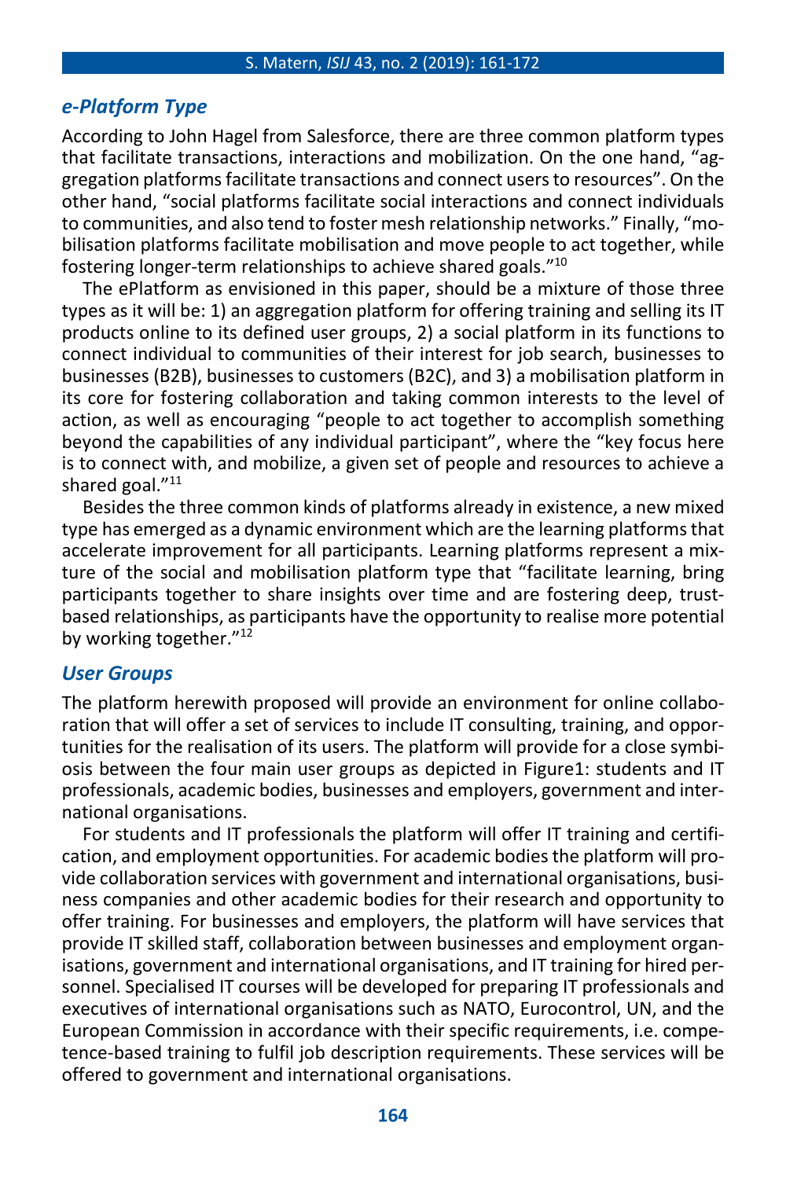### *e-Platform Type*

According to John Hagel from Salesforce, there are three common platform types that facilitate transactions, interactions and mobilization. On the one hand, "aggregation platforms facilitate transactions and connect users to resources". On the other hand, "social platforms facilitate social interactions and connect individuals to communities, and also tend to foster mesh relationship networks." Finally, "mobilisation platforms facilitate mobilisation and move people to act together, while fostering longer-term relationships to achieve shared goals."[10]

The ePlatform as envisioned in this paper, should be a mixture of those three types as it will be: 1) an aggregation platform for offering training and selling its IT products online to its defined user groups, 2) a social platform in its functions to connect individual to communities of their interest for job search, businesses to businesses (B2B), businesses to customers (B2C), and 3) a mobilisation platform in its core for fostering collaboration and taking common interests to the level of action, as well as encouraging "people to act together to accomplish something beyond the capabilities of any individual participant", where the "key focus here is to connect with, and mobilize, a given set of people and resources to achieve a shared goal."[11]

Besides the three common kinds of platforms already in existence, a new mixed type has emerged as a dynamic environment which are the learning platforms that accelerate improvement for all participants. Learning platforms represent a mixture of the social and mobilisation platform type that "facilitate learning, bring participants together to share insights over time and are fostering deep, trust-based relationships, as participants have the opportunity to realise more potential by working together."[12]

### *User Groups*

The platform herewith proposed will provide an environment for online collaboration that will offer a set of services to include IT consulting, training, and opportunities for the realisation of its users. The platform will provide for a close symbiosis between the four main user groups as depicted in Figure1: students and IT professionals, academic bodies, businesses and employers, government and international organisations.

For students and IT professionals the platform will offer IT training and certification, and employment opportunities. For academic bodies the platform will provide collaboration services with government and international organisations, business companies and other academic bodies for their research and opportunity to offer training. For businesses and employers, the platform will have services that provide IT skilled staff, collaboration between businesses and employment organisations, government and international organisations, and IT training for hired personnel. Specialised IT courses will be developed for preparing IT professionals and executives of international organisations such as NATO, Eurocontrol, UN, and the European Commission in accordance with their specific requirements, i.e. competence-based training to fulfil job description requirements. These services will be offered to government and international organisations.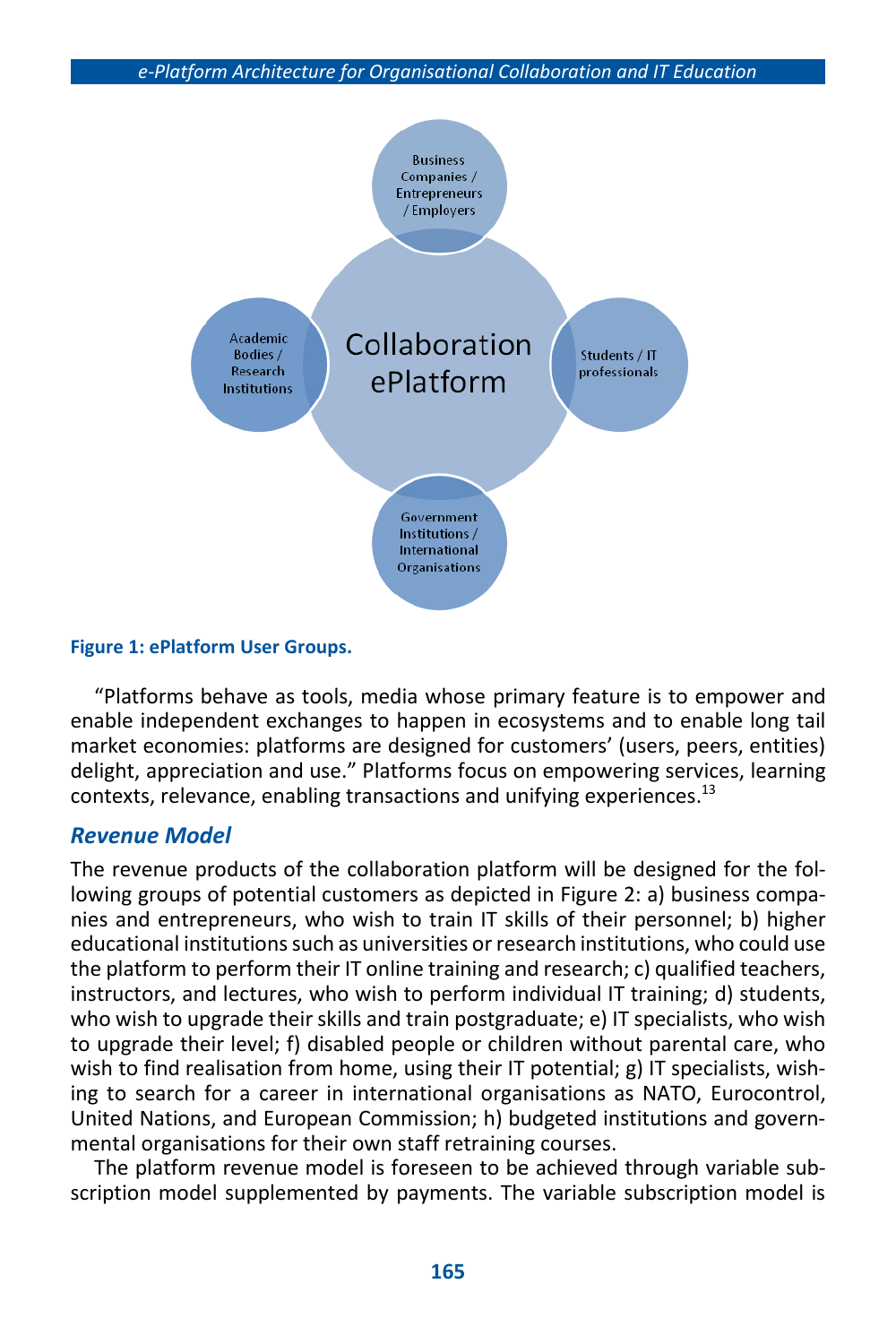Business Companies / Entrepreneurs / Employers

Academic Bodies / Research Institutions

Collaboration ePlatform

Students / IT professionals

Government Institutions / International Organisations

**Figure 1: ePlatform User Groups.**

"Platforms behave as tools, media whose primary feature is to empower and enable independent exchanges to happen in ecosystems and to enable long tail market economies: platforms are designed for customers' (users, peers, entities) delight, appreciation and use." Platforms focus on empowering services, learning contexts, relevance, enabling transactions and unifying experiences.[13]

## *Revenue Model*

The revenue products of the collaboration platform will be designed for the following groups of potential customers as depicted in Figure 2: a) business companies and entrepreneurs, who wish to train IT skills of their personnel; b) higher educational institutions such as universities or research institutions, who could use the platform to perform their IT online training and research; c) qualified teachers, instructors, and lectures, who wish to perform individual IT training; d) students, who wish to upgrade their skills and train postgraduate; e) IT specialists, who wish to upgrade their level; f) disabled people or children without parental care, who wish to find realisation from home, using their IT potential; g) IT specialists, wishing to search for a career in international organisations as NATO, Eurocontrol, United Nations, and European Commission; h) budgeted institutions and governmental organisations for their own staff retraining courses.

The platform revenue model is foreseen to be achieved through variable subscription model supplemented by payments. The variable subscription model is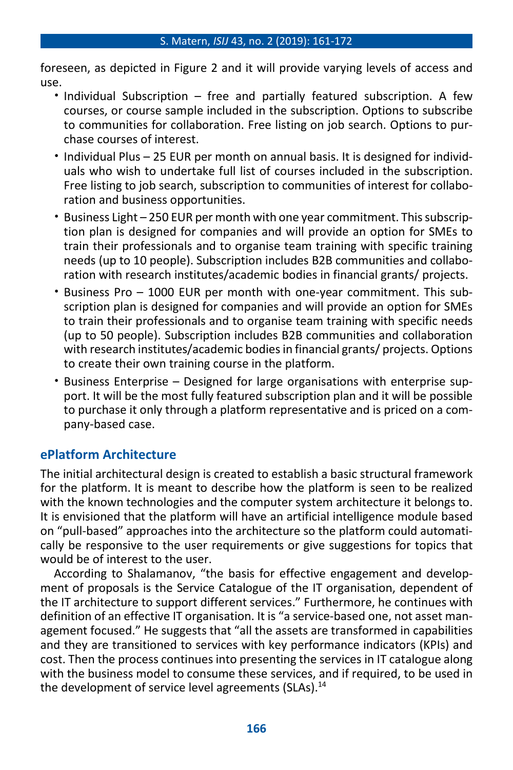foreseen, as depicted in Figure 2 and it will provide varying levels of access and use.

- Individual Subscription – free and partially featured subscription. A few courses, or course sample included in the subscription. Options to subscribe to communities for collaboration. Free listing on job search. Options to purchase courses of interest.
- Individual Plus – 25 EUR per month on annual basis. It is designed for individuals who wish to undertake full list of courses included in the subscription. Free listing to job search, subscription to communities of interest for collaboration and business opportunities.
- Business Light – 250 EUR per month with one year commitment. This subscription plan is designed for companies and will provide an option for SMEs to train their professionals and to organise team training with specific training needs (up to 10 people). Subscription includes B2B communities and collaboration with research institutes/academic bodies in financial grants/ projects.
- Business Pro – 1000 EUR per month with one-year commitment. This subscription plan is designed for companies and will provide an option for SMEs to train their professionals and to organise team training with specific needs (up to 50 people). Subscription includes B2B communities and collaboration with research institutes/academic bodies in financial grants/ projects. Options to create their own training course in the platform.
- Business Enterprise – Designed for large organisations with enterprise support. It will be the most fully featured subscription plan and it will be possible to purchase it only through a platform representative and is priced on a company-based case.

## ePlatform Architecture

The initial architectural design is created to establish a basic structural framework for the platform. It is meant to describe how the platform is seen to be realized with the known technologies and the computer system architecture it belongs to. It is envisioned that the platform will have an artificial intelligence module based on "pull-based" approaches into the architecture so the platform could automatically be responsive to the user requirements or give suggestions for topics that would be of interest to the user.

According to Shalamanov, "the basis for effective engagement and development of proposals is the Service Catalogue of the IT organisation, dependent of the IT architecture to support different services." Furthermore, he continues with definition of an effective IT organisation. It is "a service-based one, not asset management focused." He suggests that "all the assets are transformed in capabilities and they are transitioned to services with key performance indicators (KPIs) and cost. Then the process continues into presenting the services in IT catalogue along with the business model to consume these services, and if required, to be used in the development of service level agreements (SLAs).[14]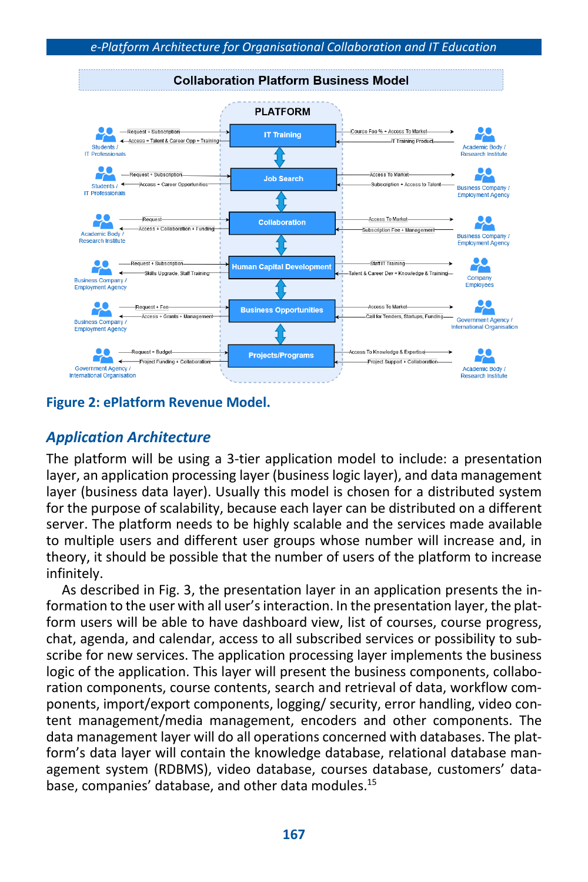Collaboration Platform Business Model

PLATFORM

| Party | To Platform | From Platform | Service | To Platform | From Platform | Party |
|---|---|---|---|---|---|---|
| Students / IT Professionals | Request + Subscription | Access + Talent & Career Opp + Training | IT Training | Course Fee % + Access To Market | IT Training Product | Academic Body / Research Institute |
| Students / IT Professionals | Request + Subscription | Access + Career Opportunities | Job Search | Subscription + Access to Talent | Access To Market | Business Company / Employment Agency |
| Academic Body / Research Institute | Request | Access + Collaboration + Funding | Collaboration | Subscription Fee + Management | Access To Market | Business Company / Employment Agency |
| Business Company / Employment Agency | Request + Subscription | Skills Upgrade, Staff Training | Human Capital Development | Talent & Career Dev + Knowledge & Training | Staff IT Training | Company Employees |
| Business Company / Employment Agency | Request + Fee | Access + Grants + Management | Business Opportunities | Call for Tenders, Startups, Funding | Access To Market | Government Agency / International Organisation |
| Government Agency / International Organisation | Request + Budget | Project Funding + Collaboration | Projects/Programs | Project Support + Collaboration | Access To Knowledge & Expertise | Academic Body / Research Institute |

**Figure 2: ePlatform Revenue Model.**

## *Application Architecture*

The platform will be using a 3-tier application model to include: a presentation layer, an application processing layer (business logic layer), and data management layer (business data layer). Usually this model is chosen for a distributed system for the purpose of scalability, because each layer can be distributed on a different server. The platform needs to be highly scalable and the services made available to multiple users and different user groups whose number will increase and, in theory, it should be possible that the number of users of the platform to increase infinitely.

As described in Fig. 3, the presentation layer in an application presents the information to the user with all user's interaction. In the presentation layer, the platform users will be able to have dashboard view, list of courses, course progress, chat, agenda, and calendar, access to all subscribed services or possibility to subscribe for new services. The application processing layer implements the business logic of the application. This layer will present the business components, collaboration components, course contents, search and retrieval of data, workflow components, import/export components, logging/ security, error handling, video content management/media management, encoders and other components. The data management layer will do all operations concerned with databases. The platform's data layer will contain the knowledge database, relational database management system (RDBMS), video database, courses database, customers' database, companies' database, and other data modules.[15]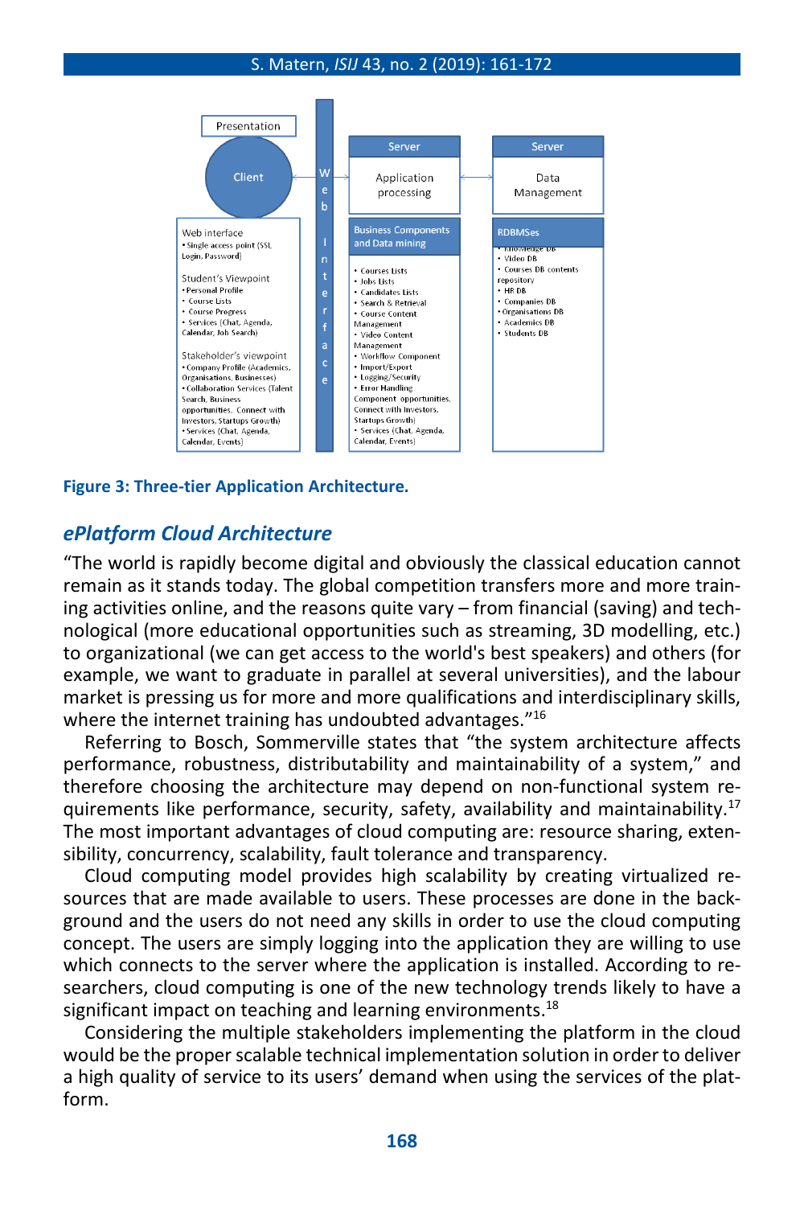Presentation

Client

Web Interface

Server

Application processing

Server

Data Management

Web interface
- Single access point (SSL Login, Password)

Student's Viewpoint
- Personal Profile
- Course Lists
- Course Progress
- Services (Chat, Agenda, Calendar, Job Search)

Stakeholder's viewpoint
- Company Profile (Academics, Organisations, Businesses)
- Collaboration Services (Talent Search, Business opportunities, Connect with Investors, Startups Growth)
- Services (Chat, Agenda, Calendar, Events)

Business Components and Data mining
- Courses Lists
- Jobs Lists
- Candidates Lists
- Search & Retrieval
- Course Content Management
- Video Content Management
- Workflow Component
- Import/Export
- Logging/Security
- Error Handling

Component opportunities, Connect with Investors, Startups Growth)
- Services (Chat, Agenda, Calendar, Events)

RDBMSes
- Knowledge DB
- Video DB
- Courses DB contents repository
- HR DB
- Companies DB
- Organisations DB
- Academics DB
- Students DB

**Figure 3: Three-tier Application Architecture.**

## *ePlatform Cloud Architecture*

"The world is rapidly become digital and obviously the classical education cannot remain as it stands today. The global competition transfers more and more training activities online, and the reasons quite vary – from financial (saving) and technological (more educational opportunities such as streaming, 3D modelling, etc.) to organizational (we can get access to the world's best speakers) and others (for example, we want to graduate in parallel at several universities), and the labour market is pressing us for more and more qualifications and interdisciplinary skills, where the internet training has undoubted advantages."[16]

Referring to Bosch, Sommerville states that "the system architecture affects performance, robustness, distributability and maintainability of a system," and therefore choosing the architecture may depend on non-functional system requirements like performance, security, safety, availability and maintainability.[17] The most important advantages of cloud computing are: resource sharing, extensibility, concurrency, scalability, fault tolerance and transparency.

Cloud computing model provides high scalability by creating virtualized resources that are made available to users. These processes are done in the background and the users do not need any skills in order to use the cloud computing concept. The users are simply logging into the application they are willing to use which connects to the server where the application is installed. According to researchers, cloud computing is one of the new technology trends likely to have a significant impact on teaching and learning environments.[18]

Considering the multiple stakeholders implementing the platform in the cloud would be the proper scalable technical implementation solution in order to deliver a high quality of service to its users' demand when using the services of the platform.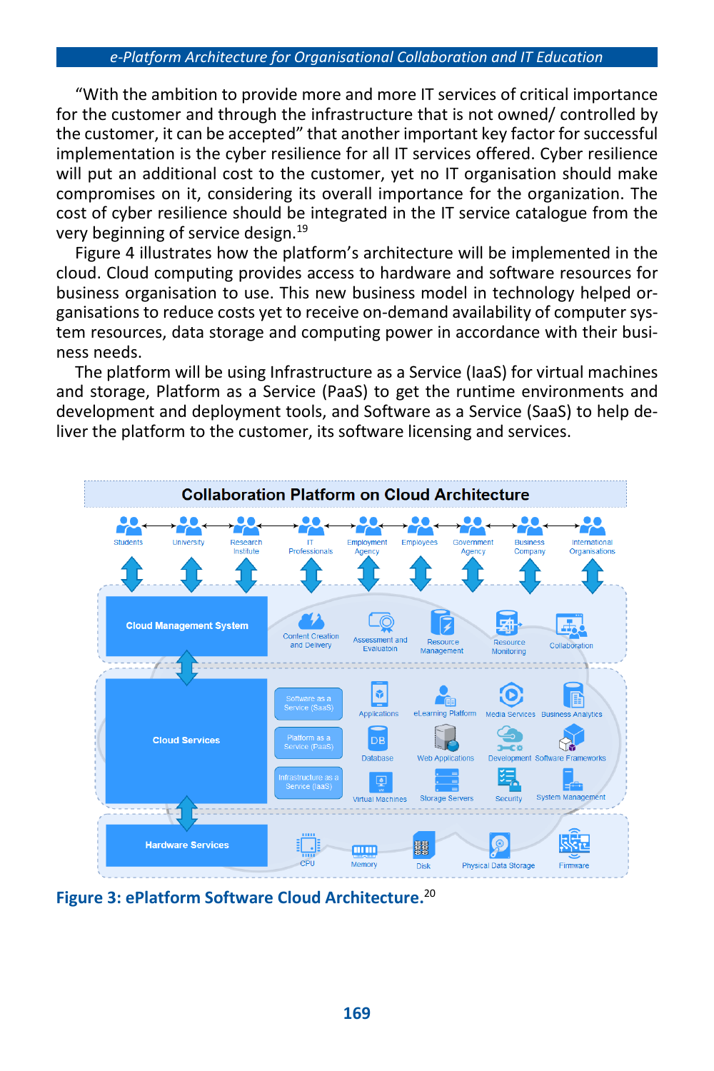"With the ambition to provide more and more IT services of critical importance for the customer and through the infrastructure that is not owned/ controlled by the customer, it can be accepted" that another important key factor for successful implementation is the cyber resilience for all IT services offered. Cyber resilience will put an additional cost to the customer, yet no IT organisation should make compromises on it, considering its overall importance for the organization. The cost of cyber resilience should be integrated in the IT service catalogue from the very beginning of service design.[19]

Figure 4 illustrates how the platform's architecture will be implemented in the cloud. Cloud computing provides access to hardware and software resources for business organisation to use. This new business model in technology helped organisations to reduce costs yet to receive on-demand availability of computer system resources, data storage and computing power in accordance with their business needs.

The platform will be using Infrastructure as a Service (IaaS) for virtual machines and storage, Platform as a Service (PaaS) to get the runtime environments and development and deployment tools, and Software as a Service (SaaS) to help deliver the platform to the customer, its software licensing and services.

**Figure 3: ePlatform Software Cloud Architecture.**[20]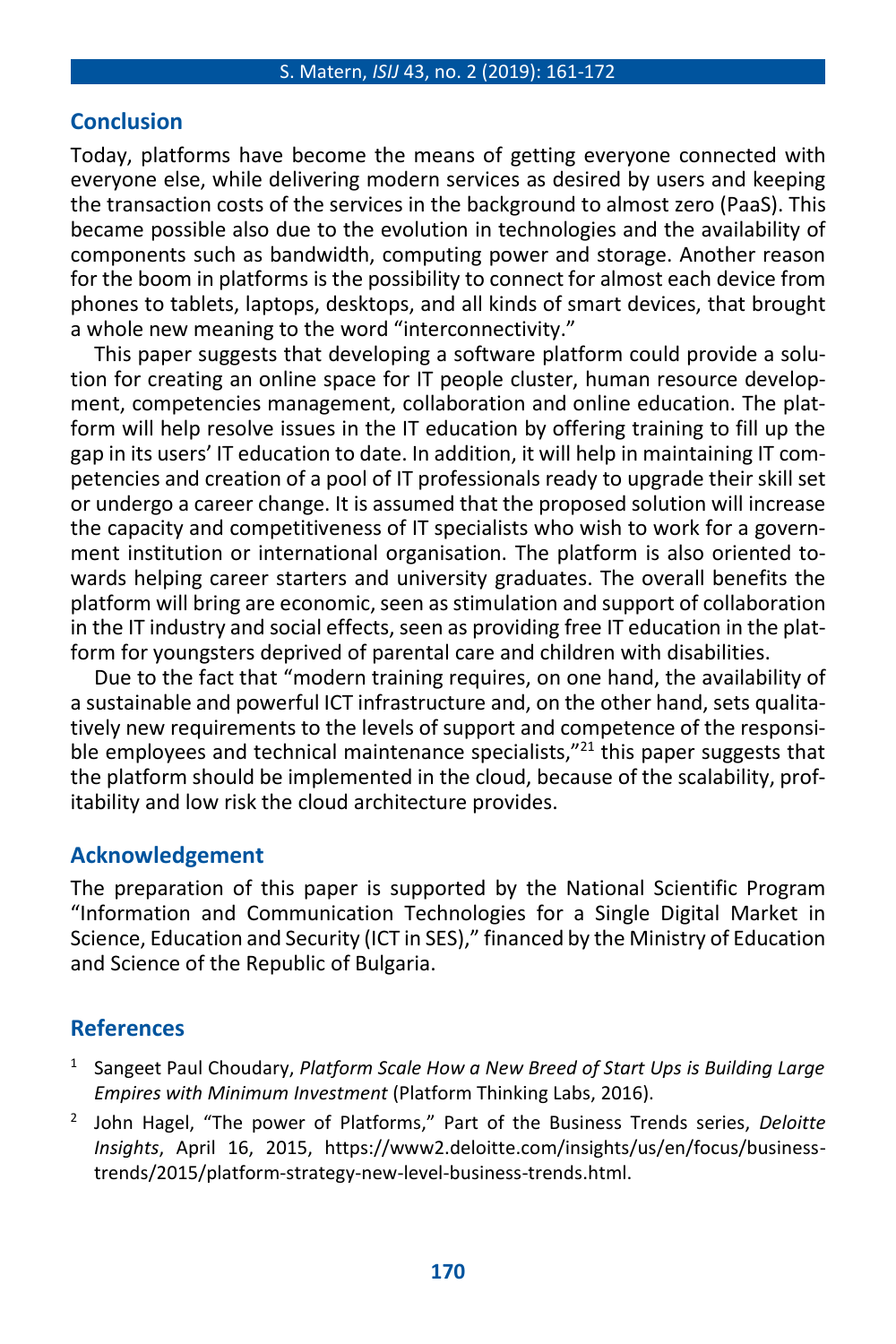## Conclusion

Today, platforms have become the means of getting everyone connected with everyone else, while delivering modern services as desired by users and keeping the transaction costs of the services in the background to almost zero (PaaS). This became possible also due to the evolution in technologies and the availability of components such as bandwidth, computing power and storage. Another reason for the boom in platforms is the possibility to connect for almost each device from phones to tablets, laptops, desktops, and all kinds of smart devices, that brought a whole new meaning to the word "interconnectivity."

This paper suggests that developing a software platform could provide a solution for creating an online space for IT people cluster, human resource development, competencies management, collaboration and online education. The platform will help resolve issues in the IT education by offering training to fill up the gap in its users' IT education to date. In addition, it will help in maintaining IT competencies and creation of a pool of IT professionals ready to upgrade their skill set or undergo a career change. It is assumed that the proposed solution will increase the capacity and competitiveness of IT specialists who wish to work for a government institution or international organisation. The platform is also oriented towards helping career starters and university graduates. The overall benefits the platform will bring are economic, seen as stimulation and support of collaboration in the IT industry and social effects, seen as providing free IT education in the platform for youngsters deprived of parental care and children with disabilities.

Due to the fact that "modern training requires, on one hand, the availability of a sustainable and powerful ICT infrastructure and, on the other hand, sets qualitatively new requirements to the levels of support and competence of the responsible employees and technical maintenance specialists,"[21] this paper suggests that the platform should be implemented in the cloud, because of the scalability, profitability and low risk the cloud architecture provides.

## Acknowledgement

The preparation of this paper is supported by the National Scientific Program "Information and Communication Technologies for a Single Digital Market in Science, Education and Security (ICT in SES)," financed by the Ministry of Education and Science of the Republic of Bulgaria.

## References

1. Sangeet Paul Choudary, *Platform Scale How a New Breed of Start Ups is Building Large Empires with Minimum Investment* (Platform Thinking Labs, 2016).
2. John Hagel, "The power of Platforms," Part of the Business Trends series, *Deloitte Insights*, April 16, 2015, https://www2.deloitte.com/insights/us/en/focus/business-trends/2015/platform-strategy-new-level-business-trends.html.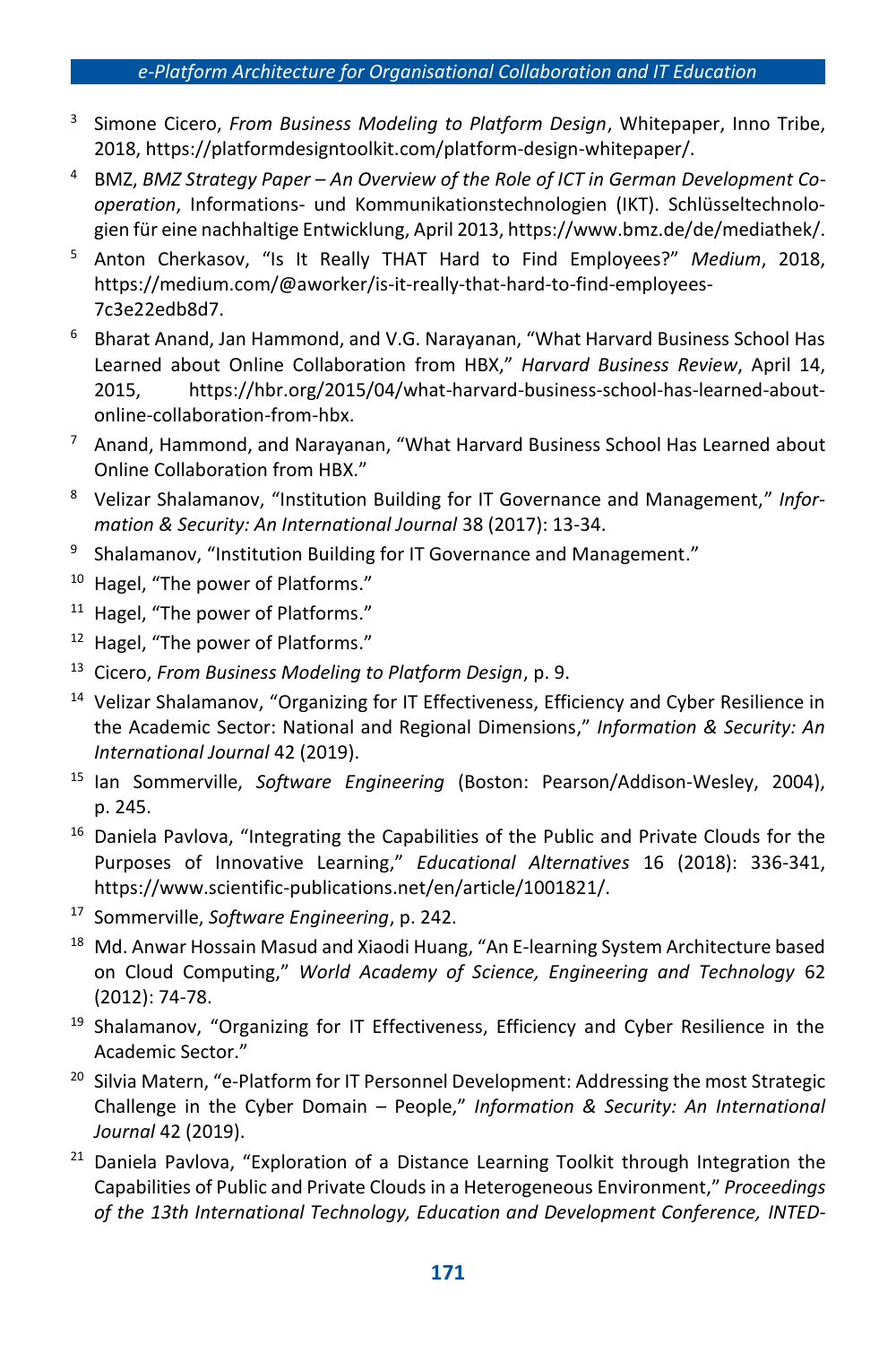[3] Simone Cicero, *From Business Modeling to Platform Design*, Whitepaper, Inno Tribe, 2018, https://platformdesigntoolkit.com/platform-design-whitepaper/.

[4] BMZ, *BMZ Strategy Paper – An Overview of the Role of ICT in German Development Co-operation*, Informations- und Kommunikationstechnologien (IKT). Schlüsseltechnologien für eine nachhaltige Entwicklung, April 2013, https://www.bmz.de/de/mediathek/.

[5] Anton Cherkasov, "Is It Really THAT Hard to Find Employees?" *Medium*, 2018, https://medium.com/@aworker/is-it-really-that-hard-to-find-employees-7c3e22edb8d7.

[6] Bharat Anand, Jan Hammond, and V.G. Narayanan, "What Harvard Business School Has Learned about Online Collaboration from HBX," *Harvard Business Review*, April 14, 2015, https://hbr.org/2015/04/what-harvard-business-school-has-learned-about-online-collaboration-from-hbx.

[7] Anand, Hammond, and Narayanan, "What Harvard Business School Has Learned about Online Collaboration from HBX."

[8] Velizar Shalamanov, "Institution Building for IT Governance and Management," *Information & Security: An International Journal* 38 (2017): 13-34.

[9] Shalamanov, "Institution Building for IT Governance and Management."

[10] Hagel, "The power of Platforms."

[11] Hagel, "The power of Platforms."

[12] Hagel, "The power of Platforms."

[13] Cicero, *From Business Modeling to Platform Design*, p. 9.

[14] Velizar Shalamanov, "Organizing for IT Effectiveness, Efficiency and Cyber Resilience in the Academic Sector: National and Regional Dimensions," *Information & Security: An International Journal* 42 (2019).

[15] Ian Sommerville, *Software Engineering* (Boston: Pearson/Addison-Wesley, 2004), p. 245.

[16] Daniela Pavlova, "Integrating the Capabilities of the Public and Private Clouds for the Purposes of Innovative Learning," *Educational Alternatives* 16 (2018): 336-341, https://www.scientific-publications.net/en/article/1001821/.

[17] Sommerville, *Software Engineering*, p. 242.

[18] Md. Anwar Hossain Masud and Xiaodi Huang, "An E-learning System Architecture based on Cloud Computing," *World Academy of Science, Engineering and Technology* 62 (2012): 74-78.

[19] Shalamanov, "Organizing for IT Effectiveness, Efficiency and Cyber Resilience in the Academic Sector."

[20] Silvia Matern, "e-Platform for IT Personnel Development: Addressing the most Strategic Challenge in the Cyber Domain – People," *Information & Security: An International Journal* 42 (2019).

[21] Daniela Pavlova, "Exploration of a Distance Learning Toolkit through Integration the Capabilities of Public and Private Clouds in a Heterogeneous Environment," *Proceedings of the 13th International Technology, Education and Development Conference, INTED-*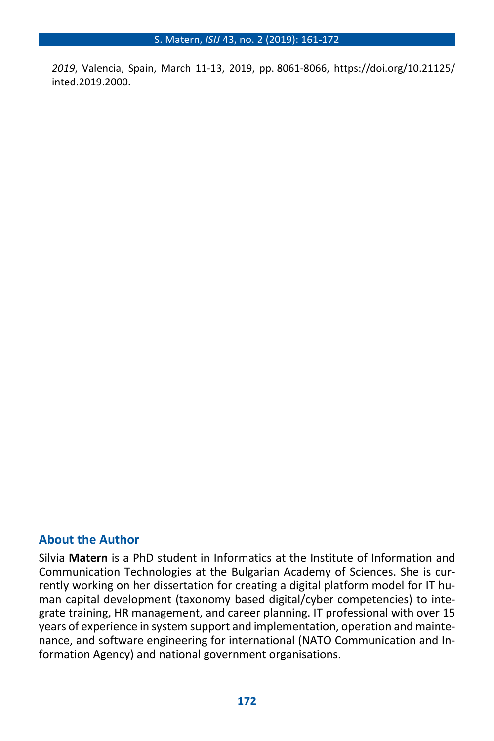*2019*, Valencia, Spain, March 11-13, 2019, pp. 8061-8066, https://doi.org/10.21125/inted.2019.2000.

## About the Author

Silvia **Matern** is a PhD student in Informatics at the Institute of Information and Communication Technologies at the Bulgarian Academy of Sciences. She is currently working on her dissertation for creating a digital platform model for IT human capital development (taxonomy based digital/cyber competencies) to integrate training, HR management, and career planning. IT professional with over 15 years of experience in system support and implementation, operation and maintenance, and software engineering for international (NATO Communication and Information Agency) and national government organisations.